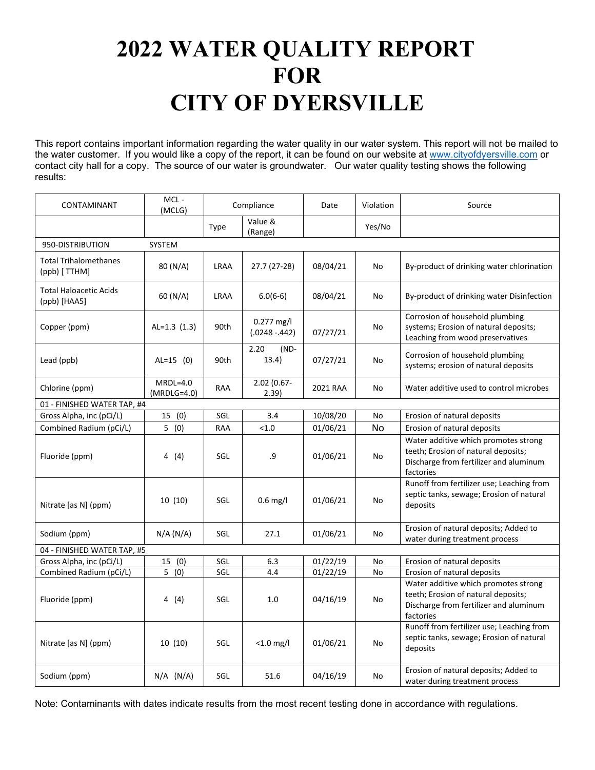# 2022 WATER QUALITY REPORT FOR CITY OF DYERSVILLE

This report contains important information regarding the water quality in our water system. This report will not be mailed to the water customer. If you would like a copy of the report, it can be found on our website at www.cityofdyersville.com or contact city hall for a copy. The source of our water is groundwater. Our water quality testing shows the following results:

| CONTAMINANT | MCL - (MCLG) | Compliance | | Date | Violation | Source |
|---|---|---|---|---|---|---|
| | | Type | Value & (Range) | | Yes/No | |
| 950-DISTRIBUTION | SYSTEM | | | | | |
| Total Trihalomethanes (ppb) [ TTHM] | 80 (N/A) | LRAA | 27.7 (27-28) | 08/04/21 | No | By-product of drinking water chlorination |
| Total Haloacetic Acids (ppb) [HAA5] | 60 (N/A) | LRAA | 6.0(6-6) | 08/04/21 | No | By-product of drinking water Disinfection |
| Copper (ppm) | AL=1.3 (1.3) | 90th | 0.277 mg/l (.0248 -.442) | 07/27/21 | No | Corrosion of household plumbing systems; Erosion of natural deposits; Leaching from wood preservatives |
| Lead (ppb) | AL=15 (0) | 90th | 2.20 (ND-13.4) | 07/27/21 | No | Corrosion of household plumbing systems; erosion of natural deposits |
| Chlorine (ppm) | MRDL=4.0 (MRDLG=4.0) | RAA | 2.02 (0.67-2.39) | 2021 RAA | No | Water additive used to control microbes |
| 01 - FINISHED WATER TAP, #4 | | | | | | |
| Gross Alpha, inc (pCi/L) | 15 (0) | SGL | 3.4 | 10/08/20 | No | Erosion of natural deposits |
| Combined Radium (pCi/L) | 5 (0) | RAA | <1.0 | 01/06/21 | No | Erosion of natural deposits |
| Fluoride (ppm) | 4 (4) | SGL | .9 | 01/06/21 | No | Water additive which promotes strong teeth; Erosion of natural deposits; Discharge from fertilizer and aluminum factories |
| Nitrate [as N] (ppm) | 10 (10) | SGL | 0.6 mg/l | 01/06/21 | No | Runoff from fertilizer use; Leaching from septic tanks, sewage; Erosion of natural deposits |
| Sodium (ppm) | N/A (N/A) | SGL | 27.1 | 01/06/21 | No | Erosion of natural deposits; Added to water during treatment process |
| 04 - FINISHED WATER TAP, #5 | | | | | | |
| Gross Alpha, inc (pCi/L) | 15 (0) | SGL | 6.3 | 01/22/19 | No | Erosion of natural deposits |
| Combined Radium (pCi/L) | 5 (0) | SGL | 4.4 | 01/22/19 | No | Erosion of natural deposits |
| Fluoride (ppm) | 4 (4) | SGL | 1.0 | 04/16/19 | No | Water additive which promotes strong teeth; Erosion of natural deposits; Discharge from fertilizer and aluminum factories |
| Nitrate [as N] (ppm) | 10 (10) | SGL | <1.0 mg/l | 01/06/21 | No | Runoff from fertilizer use; Leaching from septic tanks, sewage; Erosion of natural deposits |
| Sodium (ppm) | N/A (N/A) | SGL | 51.6 | 04/16/19 | No | Erosion of natural deposits; Added to water during treatment process |

Note: Contaminants with dates indicate results from the most recent testing done in accordance with regulations.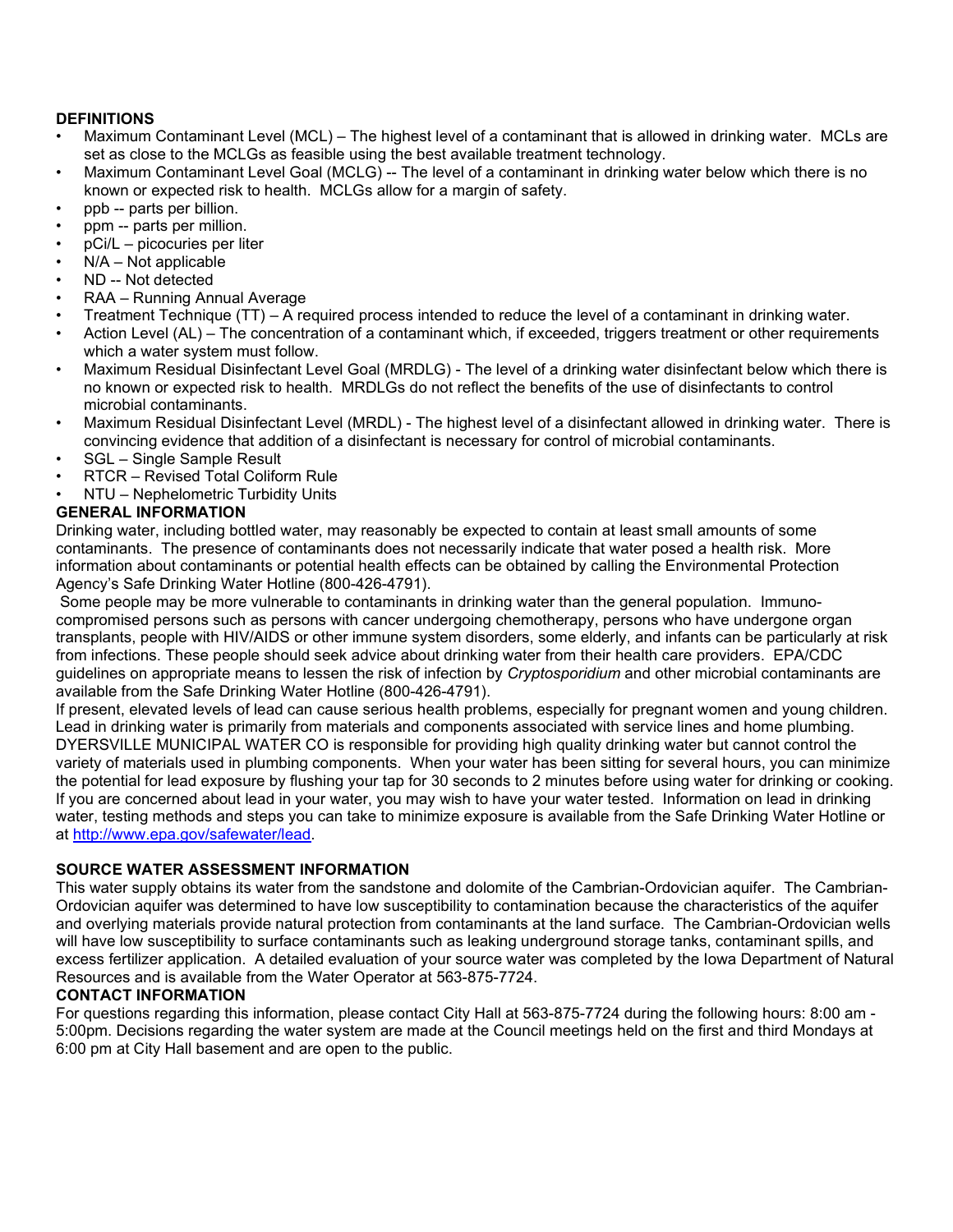**DEFINITIONS**

- Maximum Contaminant Level (MCL) – The highest level of a contaminant that is allowed in drinking water. MCLs are set as close to the MCLGs as feasible using the best available treatment technology.
- Maximum Contaminant Level Goal (MCLG) -- The level of a contaminant in drinking water below which there is no known or expected risk to health. MCLGs allow for a margin of safety.
- ppb -- parts per billion.
- ppm -- parts per million.
- pCi/L – picocuries per liter
- N/A – Not applicable
- ND -- Not detected
- RAA – Running Annual Average
- Treatment Technique (TT) – A required process intended to reduce the level of a contaminant in drinking water.
- Action Level (AL) – The concentration of a contaminant which, if exceeded, triggers treatment or other requirements which a water system must follow.
- Maximum Residual Disinfectant Level Goal (MRDLG) - The level of a drinking water disinfectant below which there is no known or expected risk to health. MRDLGs do not reflect the benefits of the use of disinfectants to control microbial contaminants.
- Maximum Residual Disinfectant Level (MRDL) - The highest level of a disinfectant allowed in drinking water. There is convincing evidence that addition of a disinfectant is necessary for control of microbial contaminants.
- SGL – Single Sample Result
- RTCR – Revised Total Coliform Rule
- NTU – Nephelometric Turbidity Units

**GENERAL INFORMATION**

Drinking water, including bottled water, may reasonably be expected to contain at least small amounts of some contaminants. The presence of contaminants does not necessarily indicate that water posed a health risk. More information about contaminants or potential health effects can be obtained by calling the Environmental Protection Agency's Safe Drinking Water Hotline (800-426-4791).

Some people may be more vulnerable to contaminants in drinking water than the general population. Immuno-compromised persons such as persons with cancer undergoing chemotherapy, persons who have undergone organ transplants, people with HIV/AIDS or other immune system disorders, some elderly, and infants can be particularly at risk from infections. These people should seek advice about drinking water from their health care providers. EPA/CDC guidelines on appropriate means to lessen the risk of infection by *Cryptosporidium* and other microbial contaminants are available from the Safe Drinking Water Hotline (800-426-4791).

If present, elevated levels of lead can cause serious health problems, especially for pregnant women and young children. Lead in drinking water is primarily from materials and components associated with service lines and home plumbing. DYERSVILLE MUNICIPAL WATER CO is responsible for providing high quality drinking water but cannot control the variety of materials used in plumbing components. When your water has been sitting for several hours, you can minimize the potential for lead exposure by flushing your tap for 30 seconds to 2 minutes before using water for drinking or cooking. If you are concerned about lead in your water, you may wish to have your water tested. Information on lead in drinking water, testing methods and steps you can take to minimize exposure is available from the Safe Drinking Water Hotline or at http://www.epa.gov/safewater/lead.

**SOURCE WATER ASSESSMENT INFORMATION**

This water supply obtains its water from the sandstone and dolomite of the Cambrian-Ordovician aquifer. The Cambrian-Ordovician aquifer was determined to have low susceptibility to contamination because the characteristics of the aquifer and overlying materials provide natural protection from contaminants at the land surface. The Cambrian-Ordovician wells will have low susceptibility to surface contaminants such as leaking underground storage tanks, contaminant spills, and excess fertilizer application. A detailed evaluation of your source water was completed by the Iowa Department of Natural Resources and is available from the Water Operator at 563-875-7724.

**CONTACT INFORMATION**

For questions regarding this information, please contact City Hall at 563-875-7724 during the following hours: 8:00 am - 5:00pm. Decisions regarding the water system are made at the Council meetings held on the first and third Mondays at 6:00 pm at City Hall basement and are open to the public.